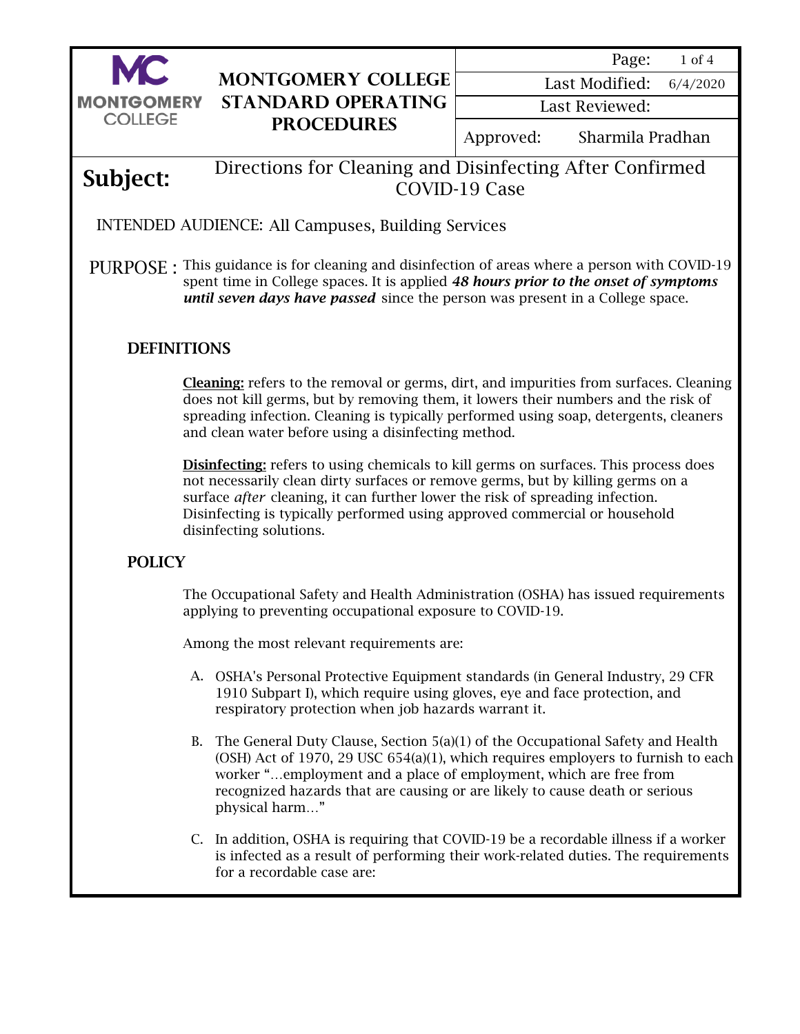# MONTGOMERY COLLEGE STANDARD OPERATING PROCEDURES

| Page: | 1 of 4 |
|---|---|
| Last Modified: | 6/4/2020 |
| Last Reviewed: | |
| Approved: | Sharmila Pradhan |

**Subject:** Directions for Cleaning and Disinfecting After Confirmed COVID-19 Case

INTENDED AUDIENCE: All Campuses, Building Services

PURPOSE : This guidance is for cleaning and disinfection of areas where a person with COVID-19 spent time in College spaces. It is applied ***48 hours prior to the onset of symptoms until seven days have passed*** since the person was present in a College space.

## DEFINITIONS

**Cleaning:** refers to the removal or germs, dirt, and impurities from surfaces. Cleaning does not kill germs, but by removing them, it lowers their numbers and the risk of spreading infection. Cleaning is typically performed using soap, detergents, cleaners and clean water before using a disinfecting method.

**Disinfecting:** refers to using chemicals to kill germs on surfaces. This process does not necessarily clean dirty surfaces or remove germs, but by killing germs on a surface *after* cleaning, it can further lower the risk of spreading infection. Disinfecting is typically performed using approved commercial or household disinfecting solutions.

## POLICY

The Occupational Safety and Health Administration (OSHA) has issued requirements applying to preventing occupational exposure to COVID-19.

Among the most relevant requirements are:

A. OSHA's Personal Protective Equipment standards (in General Industry, 29 CFR 1910 Subpart I), which require using gloves, eye and face protection, and respiratory protection when job hazards warrant it.

B. The General Duty Clause, Section 5(a)(1) of the Occupational Safety and Health (OSH) Act of 1970, 29 USC 654(a)(1), which requires employers to furnish to each worker "…employment and a place of employment, which are free from recognized hazards that are causing or are likely to cause death or serious physical harm…"

C. In addition, OSHA is requiring that COVID-19 be a recordable illness if a worker is infected as a result of performing their work-related duties. The requirements for a recordable case are: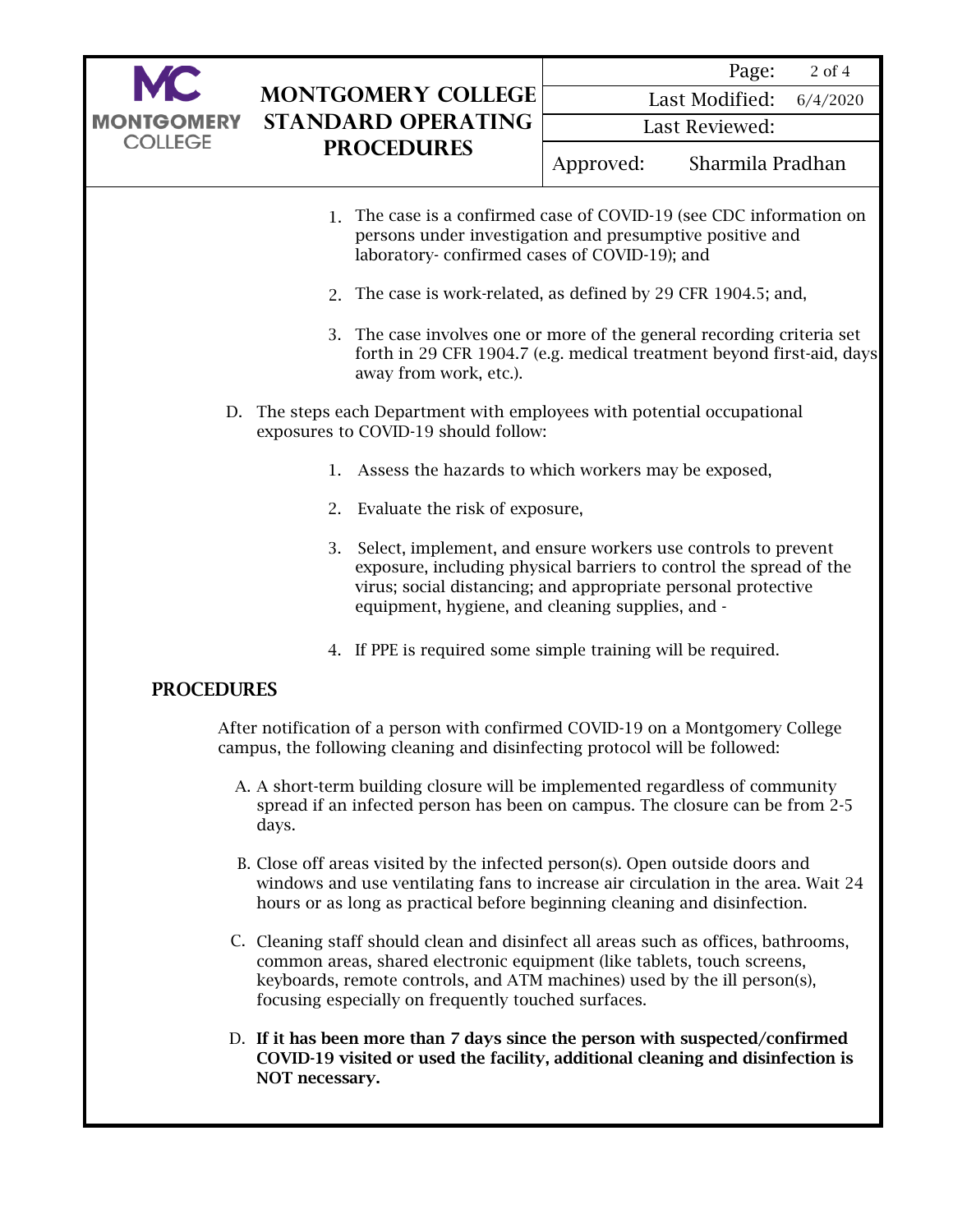1. The case is a confirmed case of COVID-19 (see CDC information on persons under investigation and presumptive positive and laboratory- confirmed cases of COVID-19); and

2. The case is work-related, as defined by 29 CFR 1904.5; and,

3. The case involves one or more of the general recording criteria set forth in 29 CFR 1904.7 (e.g. medical treatment beyond first-aid, days away from work, etc.).

D. The steps each Department with employees with potential occupational exposures to COVID-19 should follow:

1. Assess the hazards to which workers may be exposed,

2. Evaluate the risk of exposure,

3. Select, implement, and ensure workers use controls to prevent exposure, including physical barriers to control the spread of the virus; social distancing; and appropriate personal protective equipment, hygiene, and cleaning supplies, and -

4. If PPE is required some simple training will be required.

## PROCEDURES

After notification of a person with confirmed COVID-19 on a Montgomery College campus, the following cleaning and disinfecting protocol will be followed:

A. A short-term building closure will be implemented regardless of community spread if an infected person has been on campus. The closure can be from 2-5 days.

B. Close off areas visited by the infected person(s). Open outside doors and windows and use ventilating fans to increase air circulation in the area. Wait 24 hours or as long as practical before beginning cleaning and disinfection.

C. Cleaning staff should clean and disinfect all areas such as offices, bathrooms, common areas, shared electronic equipment (like tablets, touch screens, keyboards, remote controls, and ATM machines) used by the ill person(s), focusing especially on frequently touched surfaces.

D. **If it has been more than 7 days since the person with suspected/confirmed COVID-19 visited or used the facility, additional cleaning and disinfection is NOT necessary.**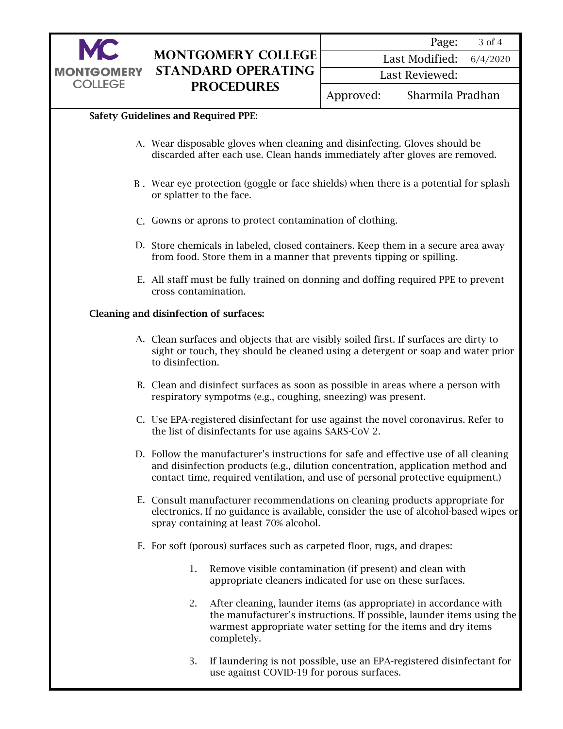**Safety Guidelines and Required PPE:**

A. Wear disposable gloves when cleaning and disinfecting. Gloves should be discarded after each use. Clean hands immediately after gloves are removed.

B . Wear eye protection (goggle or face shields) when there is a potential for splash or splatter to the face.

C. Gowns or aprons to protect contamination of clothing.

D. Store chemicals in labeled, closed containers. Keep them in a secure area away from food. Store them in a manner that prevents tipping or spilling.

E. All staff must be fully trained on donning and doffing required PPE to prevent cross contamination.

**Cleaning and disinfection of surfaces:**

A. Clean surfaces and objects that are visibly soiled first. If surfaces are dirty to sight or touch, they should be cleaned using a detergent or soap and water prior to disinfection.

B. Clean and disinfect surfaces as soon as possible in areas where a person with respiratory sympotms (e.g., coughing, sneezing) was present.

C. Use EPA-registered disinfectant for use against the novel coronavirus. Refer to the list of disinfectants for use agains SARS-CoV 2.

D. Follow the manufacturer's instructions for safe and effective use of all cleaning and disinfection products (e.g., dilution concentration, application method and contact time, required ventilation, and use of personal protective equipment.)

E. Consult manufacturer recommendations on cleaning products appropriate for electronics. If no guidance is available, consider the use of alcohol-based wipes or spray containing at least 70% alcohol.

F. For soft (porous) surfaces such as carpeted floor, rugs, and drapes:

   1. Remove visible contamination (if present) and clean with appropriate cleaners indicated for use on these surfaces.

   2. After cleaning, launder items (as appropriate) in accordance with the manufacturer's instructions. If possible, launder items using the warmest appropriate water setting for the items and dry items completely.

   3. If laundering is not possible, use an EPA-registered disinfectant for use against COVID-19 for porous surfaces.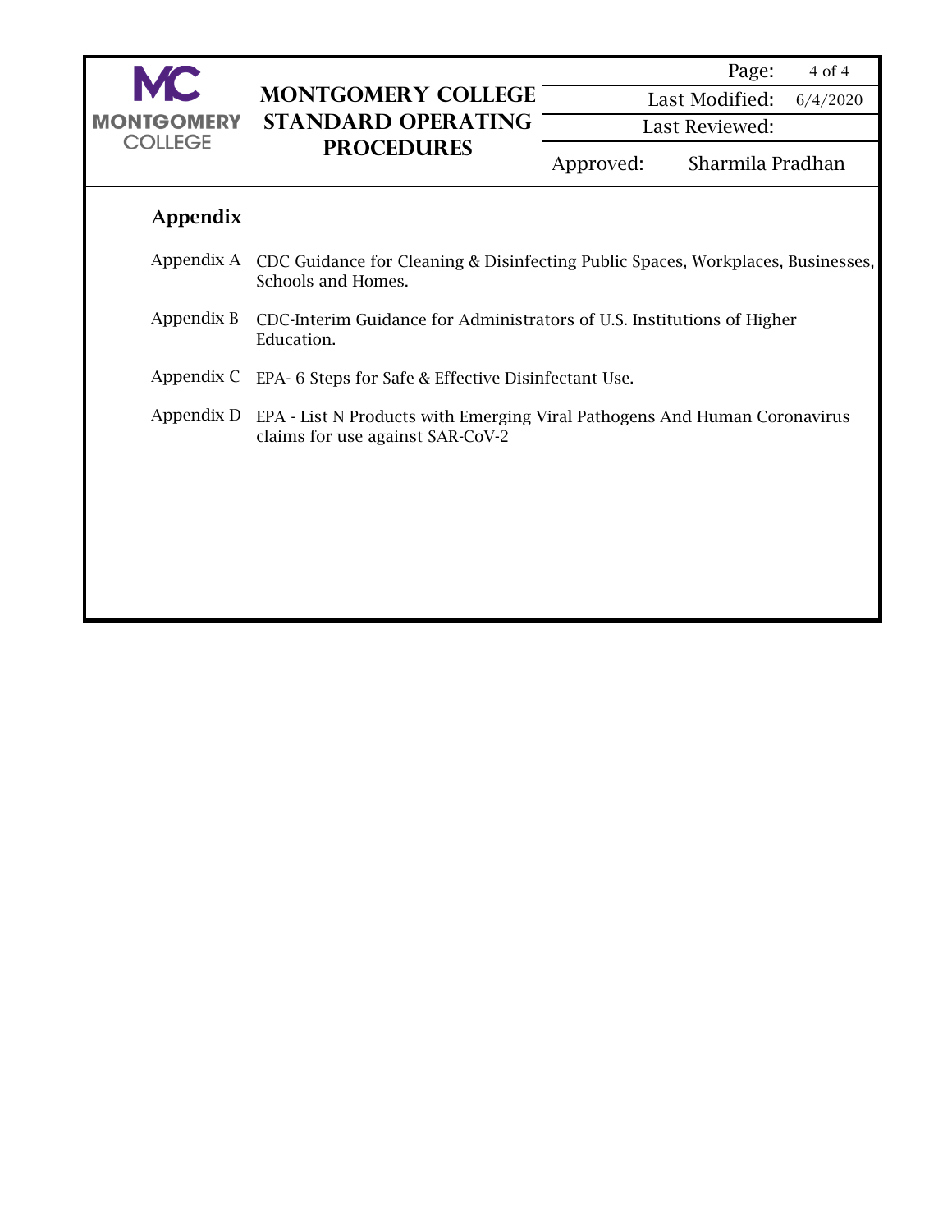## Appendix

| | |
|---|---|
| Appendix A | CDC Guidance for Cleaning & Disinfecting Public Spaces, Workplaces, Businesses, Schools and Homes. |
| Appendix B | CDC-Interim Guidance for Administrators of U.S. Institutions of Higher Education. |
| Appendix C | EPA- 6 Steps for Safe & Effective Disinfectant Use. |
| Appendix D | EPA - List N Products with Emerging Viral Pathogens And Human Coronavirus claims for use against SAR-CoV-2 |